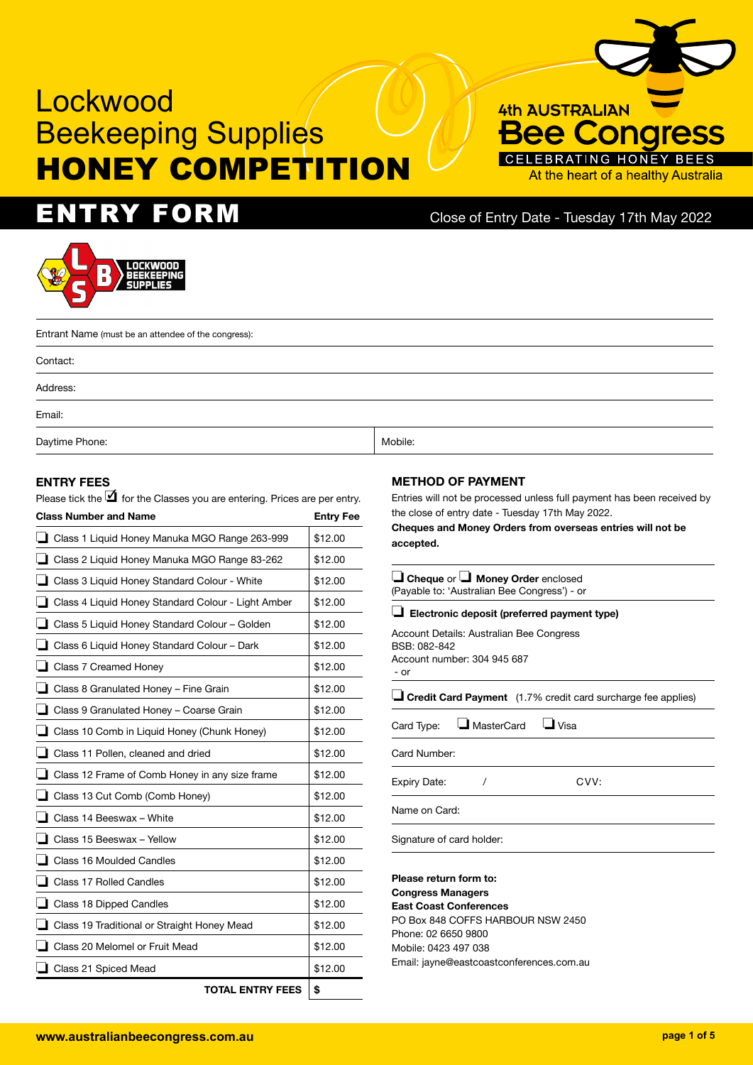# Lockwood Beekeeping Supplies HONEY COMPETITION

4th AUSTRALIAN Bee Congress
CELEBRATING HONEY BEES
At the heart of a healthy Australia

## ENTRY FORM

Close of Entry Date - Tuesday 17th May 2022

LOCKWOOD BEEKEEPING SUPPLIES

Entrant Name (must be an attendee of the congress):

Contact:

Address:

Email:

Daytime Phone: | Mobile:

### ENTRY FEES

Please tick the ☑ for the Classes you are entering. Prices are per entry.

| Class Number and Name | Entry Fee |
|---|---|
| ❑ Class 1 Liquid Honey Manuka MGO Range 263-999 | $12.00 |
| ❑ Class 2 Liquid Honey Manuka MGO Range 83-262 | $12.00 |
| ❑ Class 3 Liquid Honey Standard Colour - White | $12.00 |
| ❑ Class 4 Liquid Honey Standard Colour - Light Amber | $12.00 |
| ❑ Class 5 Liquid Honey Standard Colour – Golden | $12.00 |
| ❑ Class 6 Liquid Honey Standard Colour – Dark | $12.00 |
| ❑ Class 7 Creamed Honey | $12.00 |
| ❑ Class 8 Granulated Honey – Fine Grain | $12.00 |
| ❑ Class 9 Granulated Honey – Coarse Grain | $12.00 |
| ❑ Class 10 Comb in Liquid Honey (Chunk Honey) | $12.00 |
| ❑ Class 11 Pollen, cleaned and dried | $12.00 |
| ❑ Class 12 Frame of Comb Honey in any size frame | $12.00 |
| ❑ Class 13 Cut Comb (Comb Honey) | $12.00 |
| ❑ Class 14 Beeswax – White | $12.00 |
| ❑ Class 15 Beeswax – Yellow | $12.00 |
| ❑ Class 16 Moulded Candles | $12.00 |
| ❑ Class 17 Rolled Candles | $12.00 |
| ❑ Class 18 Dipped Candles | $12.00 |
| ❑ Class 19 Traditional or Straight Honey Mead | $12.00 |
| ❑ Class 20 Melomel or Fruit Mead | $12.00 |
| ❑ Class 21 Spiced Mead | $12.00 |
| **TOTAL ENTRY FEES** | **$** |

### METHOD OF PAYMENT

Entries will not be processed unless full payment has been received by the close of entry date - Tuesday 17th May 2022.

**Cheques and Money Orders from overseas entries will not be accepted.**

❑ **Cheque** or ❑ **Money Order** enclosed
(Payable to: 'Australian Bee Congress') - or

❑ **Electronic deposit (preferred payment type)**

Account Details: Australian Bee Congress
BSB: 082-842
Account number: 304 945 687
- or

❑ **Credit Card Payment** (1.7% credit card surcharge fee applies)

Card Type: ❑ MasterCard ❑ Visa

Card Number:

Expiry Date: / CVV:

Name on Card:

Signature of card holder:

**Please return form to:**
**Congress Managers**
**East Coast Conferences**
PO Box 848 COFFS HARBOUR NSW 2450
Phone: 02 6650 9800
Mobile: 0423 497 038
Email: jayne@eastcoastconferences.com.au

**www.australianbeecongress.com.au**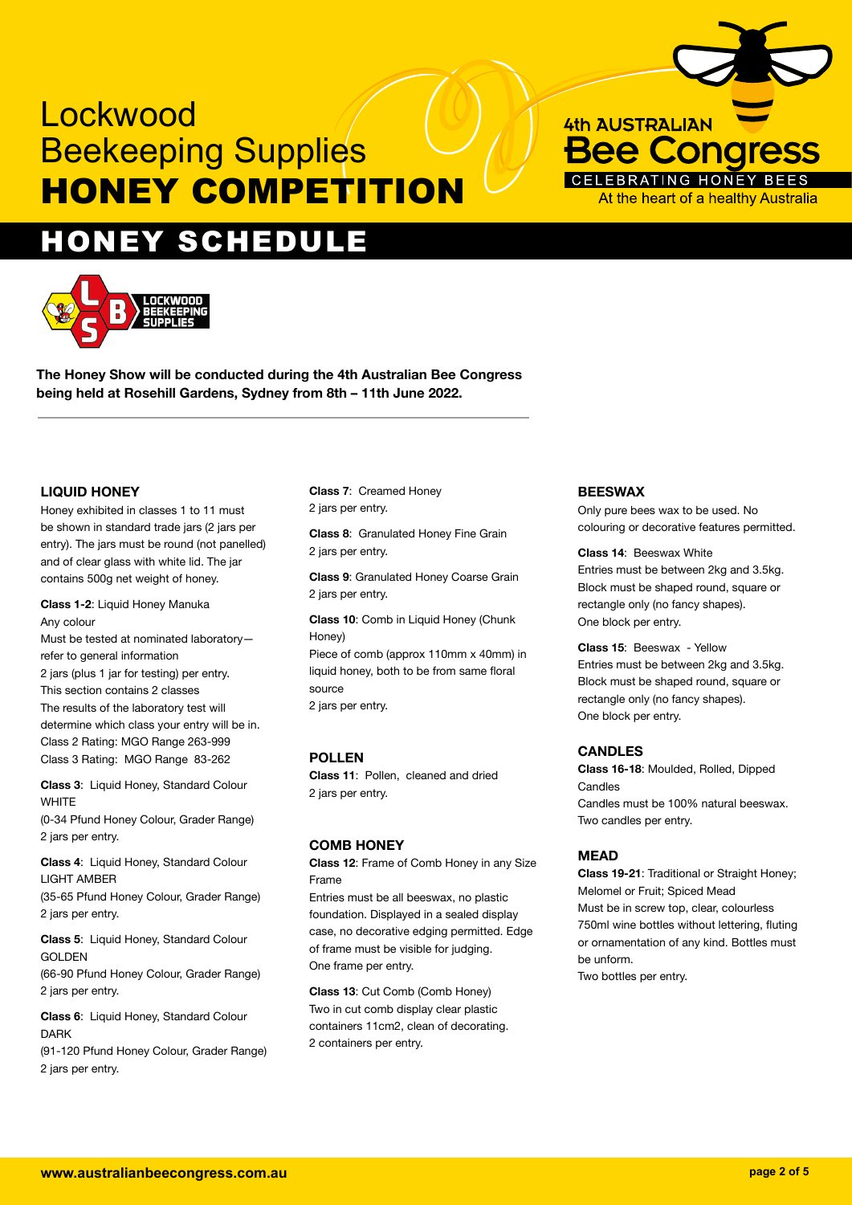# Lockwood Beekeeping Supplies HONEY COMPETITION

4th AUSTRALIAN Bee Congress
CELEBRATING HONEY BEES
At the heart of a healthy Australia

## HONEY SCHEDULE

LOCKWOOD BEEKEEPING SUPPLIES

**The Honey Show will be conducted during the 4th Australian Bee Congress being held at Rosehill Gardens, Sydney from 8th – 11th June 2022.**

### LIQUID HONEY

Honey exhibited in classes 1 to 11 must be shown in standard trade jars (2 jars per entry). The jars must be round (not panelled) and of clear glass with white lid. The jar contains 500g net weight of honey.

**Class 1-2**: Liquid Honey Manuka
Any colour
Must be tested at nominated laboratory—refer to general information
2 jars (plus 1 jar for testing) per entry.
This section contains 2 classes
The results of the laboratory test will determine which class your entry will be in.
Class 2 Rating: MGO Range 263-999
Class 3 Rating: MGO Range 83-262

**Class 3**: Liquid Honey, Standard Colour WHITE
(0-34 Pfund Honey Colour, Grader Range)
2 jars per entry.

**Class 4**: Liquid Honey, Standard Colour LIGHT AMBER
(35-65 Pfund Honey Colour, Grader Range)
2 jars per entry.

**Class 5**: Liquid Honey, Standard Colour GOLDEN
(66-90 Pfund Honey Colour, Grader Range)
2 jars per entry.

**Class 6**: Liquid Honey, Standard Colour DARK
(91-120 Pfund Honey Colour, Grader Range)
2 jars per entry.

**Class 7**: Creamed Honey
2 jars per entry.

**Class 8**: Granulated Honey Fine Grain
2 jars per entry.

**Class 9**: Granulated Honey Coarse Grain
2 jars per entry.

**Class 10**: Comb in Liquid Honey (Chunk Honey)
Piece of comb (approx 110mm x 40mm) in liquid honey, both to be from same floral source
2 jars per entry.

### POLLEN

**Class 11**: Pollen, cleaned and dried
2 jars per entry.

### COMB HONEY

**Class 12**: Frame of Comb Honey in any Size Frame
Entries must be all beeswax, no plastic foundation. Displayed in a sealed display case, no decorative edging permitted. Edge of frame must be visible for judging.
One frame per entry.

**Class 13**: Cut Comb (Comb Honey)
Two in cut comb display clear plastic containers 11cm2, clean of decorating.
2 containers per entry.

### BEESWAX

Only pure bees wax to be used. No colouring or decorative features permitted.

**Class 14**: Beeswax White
Entries must be between 2kg and 3.5kg. Block must be shaped round, square or rectangle only (no fancy shapes).
One block per entry.

**Class 15**: Beeswax - Yellow
Entries must be between 2kg and 3.5kg. Block must be shaped round, square or rectangle only (no fancy shapes).
One block per entry.

### CANDLES

**Class 16-18**: Moulded, Rolled, Dipped Candles
Candles must be 100% natural beeswax.
Two candles per entry.

### MEAD

**Class 19-21**: Traditional or Straight Honey; Melomel or Fruit; Spiced Mead
Must be in screw top, clear, colourless 750ml wine bottles without lettering, fluting or ornamentation of any kind. Bottles must be unform.
Two bottles per entry.

www.australianbeecongress.com.au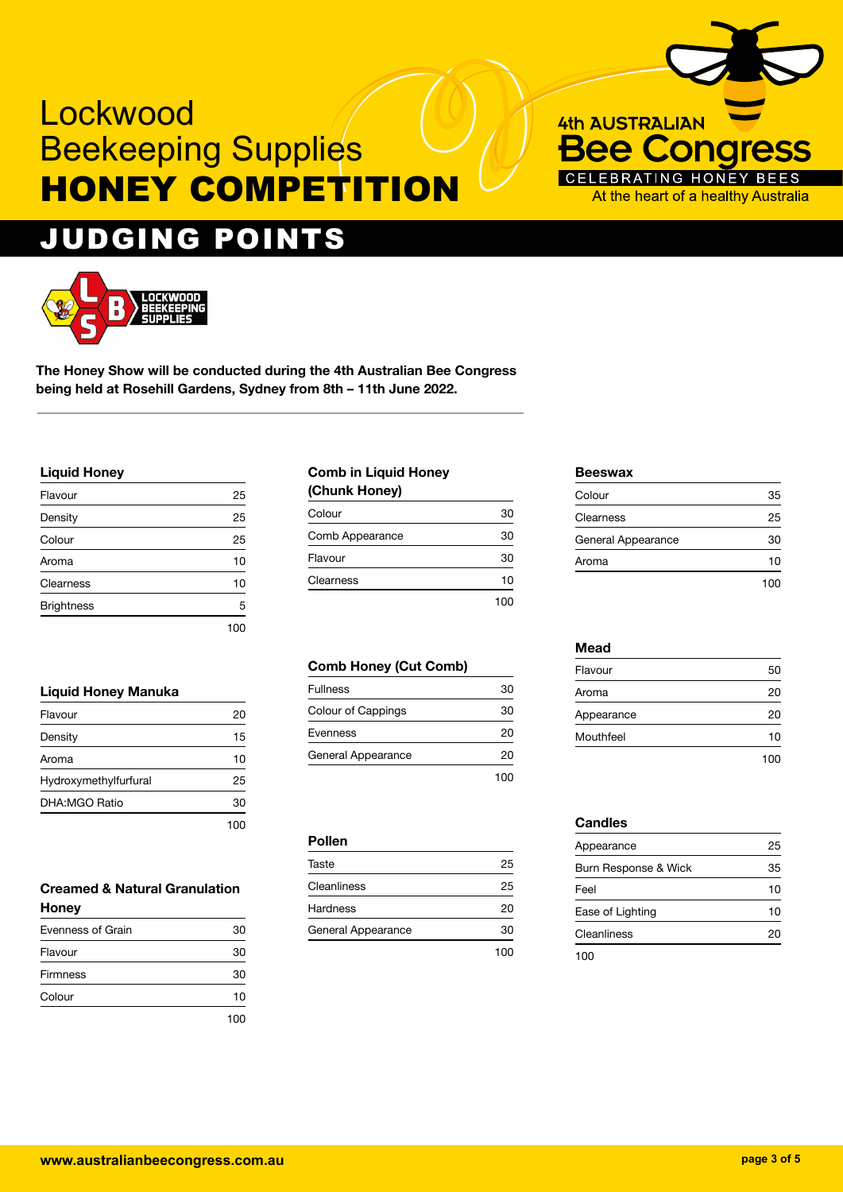# Lockwood Beekeeping Supplies HONEY COMPETITION

4th AUSTRALIAN Bee Congress
CELEBRATING HONEY BEES
At the heart of a healthy Australia

## JUDGING POINTS

LOCKWOOD BEEKEEPING SUPPLIES

**The Honey Show will be conducted during the 4th Australian Bee Congress being held at Rosehill Gardens, Sydney from 8th – 11th June 2022.**

### Liquid Honey

| | |
|---|---|
| Flavour | 25 |
| Density | 25 |
| Colour | 25 |
| Aroma | 10 |
| Clearness | 10 |
| Brightness | 5 |
| | 100 |

### Liquid Honey Manuka

| | |
|---|---|
| Flavour | 20 |
| Density | 15 |
| Aroma | 10 |
| Hydroxymethylfurfural | 25 |
| DHA:MGO Ratio | 30 |
| | 100 |

### Creamed & Natural Granulation Honey

| | |
|---|---|
| Evenness of Grain | 30 |
| Flavour | 30 |
| Firmness | 30 |
| Colour | 10 |
| | 100 |

### Comb in Liquid Honey (Chunk Honey)

| | |
|---|---|
| Colour | 30 |
| Comb Appearance | 30 |
| Flavour | 30 |
| Clearness | 10 |
| | 100 |

### Comb Honey (Cut Comb)

| | |
|---|---|
| Fullness | 30 |
| Colour of Cappings | 30 |
| Evenness | 20 |
| General Appearance | 20 |
| | 100 |

### Pollen

| | |
|---|---|
| Taste | 25 |
| Cleanliness | 25 |
| Hardness | 20 |
| General Appearance | 30 |
| | 100 |

### Beeswax

| | |
|---|---|
| Colour | 35 |
| Clearness | 25 |
| General Appearance | 30 |
| Aroma | 10 |
| | 100 |

### Mead

| | |
|---|---|
| Flavour | 50 |
| Aroma | 20 |
| Appearance | 20 |
| Mouthfeel | 10 |
| | 100 |

### Candles

| | |
|---|---|
| Appearance | 25 |
| Burn Response & Wick | 35 |
| Feel | 10 |
| Ease of Lighting | 10 |
| Cleanliness | 20 |
| 100 | |

www.australianbeecongress.com.au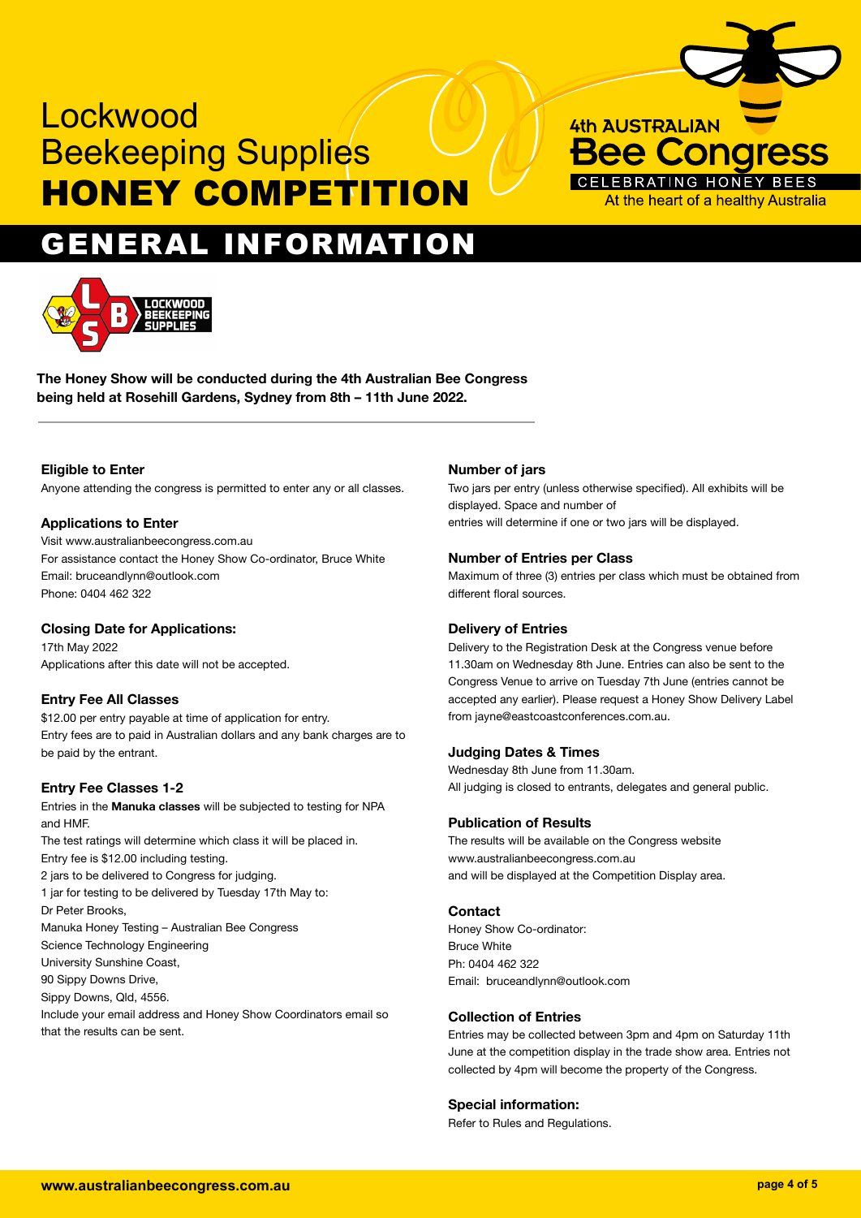# Lockwood Beekeeping Supplies HONEY COMPETITION

4th AUSTRALIAN Bee Congress
CELEBRATING HONEY BEES
At the heart of a healthy Australia

## GENERAL INFORMATION

**The Honey Show will be conducted during the 4th Australian Bee Congress being held at Rosehill Gardens, Sydney from 8th – 11th June 2022.**

### Eligible to Enter

Anyone attending the congress is permitted to enter any or all classes.

### Applications to Enter

Visit www.australianbeecongress.com.au
For assistance contact the Honey Show Co-ordinator, Bruce White
Email: bruceandlynn@outlook.com
Phone: 0404 462 322

### Closing Date for Applications:

17th May 2022
Applications after this date will not be accepted.

### Entry Fee All Classes

$12.00 per entry payable at time of application for entry.
Entry fees are to paid in Australian dollars and any bank charges are to be paid by the entrant.

### Entry Fee Classes 1-2

Entries in the **Manuka classes** will be subjected to testing for NPA and HMF.
The test ratings will determine which class it will be placed in.
Entry fee is $12.00 including testing.
2 jars to be delivered to Congress for judging.
1 jar for testing to be delivered by Tuesday 17th May to:
Dr Peter Brooks,
Manuka Honey Testing – Australian Bee Congress
Science Technology Engineering
University Sunshine Coast,
90 Sippy Downs Drive,
Sippy Downs, Qld, 4556.
Include your email address and Honey Show Coordinators email so that the results can be sent.

### Number of jars

Two jars per entry (unless otherwise specified). All exhibits will be displayed. Space and number of entries will determine if one or two jars will be displayed.

### Number of Entries per Class

Maximum of three (3) entries per class which must be obtained from different floral sources.

### Delivery of Entries

Delivery to the Registration Desk at the Congress venue before 11.30am on Wednesday 8th June. Entries can also be sent to the Congress Venue to arrive on Tuesday 7th June (entries cannot be accepted any earlier). Please request a Honey Show Delivery Label from jayne@eastcoastconferences.com.au.

### Judging Dates & Times

Wednesday 8th June from 11.30am.
All judging is closed to entrants, delegates and general public.

### Publication of Results

The results will be available on the Congress website www.australianbeecongress.com.au and will be displayed at the Competition Display area.

### Contact

Honey Show Co-ordinator:
Bruce White
Ph: 0404 462 322
Email: bruceandlynn@outlook.com

### Collection of Entries

Entries may be collected between 3pm and 4pm on Saturday 11th June at the competition display in the trade show area. Entries not collected by 4pm will become the property of the Congress.

### Special information:

Refer to Rules and Regulations.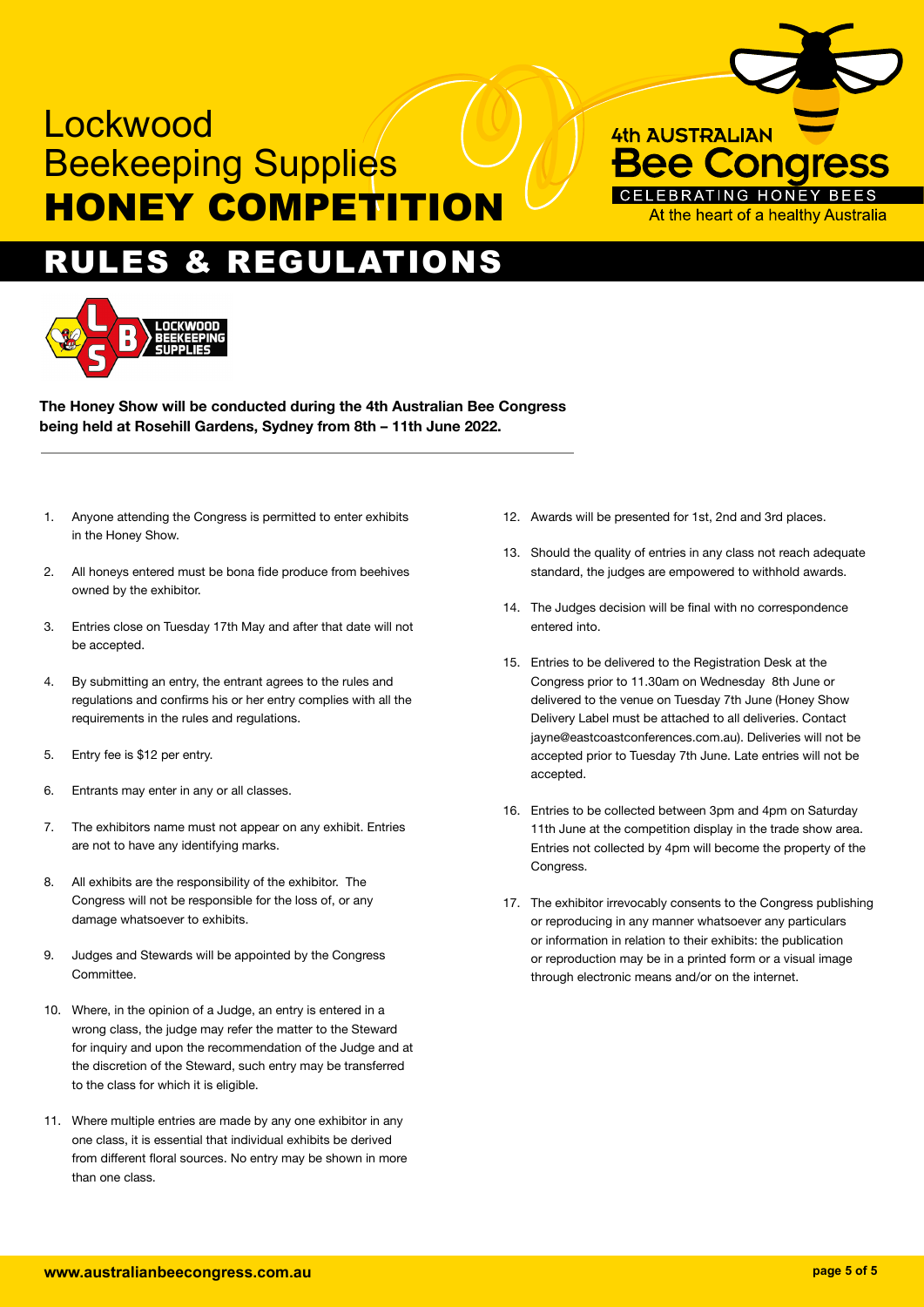# Lockwood Beekeeping Supplies HONEY COMPETITION

4th AUSTRALIAN Bee Congress

CELEBRATING HONEY BEES

At the heart of a healthy Australia

## RULES & REGULATIONS

LOCKWOOD BEEKEEPING SUPPLIES

**The Honey Show will be conducted during the 4th Australian Bee Congress being held at Rosehill Gardens, Sydney from 8th – 11th June 2022.**

1. Anyone attending the Congress is permitted to enter exhibits in the Honey Show.
2. All honeys entered must be bona fide produce from beehives owned by the exhibitor.
3. Entries close on Tuesday 17th May and after that date will not be accepted.
4. By submitting an entry, the entrant agrees to the rules and regulations and confirms his or her entry complies with all the requirements in the rules and regulations.
5. Entry fee is $12 per entry.
6. Entrants may enter in any or all classes.
7. The exhibitors name must not appear on any exhibit. Entries are not to have any identifying marks.
8. All exhibits are the responsibility of the exhibitor. The Congress will not be responsible for the loss of, or any damage whatsoever to exhibits.
9. Judges and Stewards will be appointed by the Congress Committee.
10. Where, in the opinion of a Judge, an entry is entered in a wrong class, the judge may refer the matter to the Steward for inquiry and upon the recommendation of the Judge and at the discretion of the Steward, such entry may be transferred to the class for which it is eligible.
11. Where multiple entries are made by any one exhibitor in any one class, it is essential that individual exhibits be derived from different floral sources. No entry may be shown in more than one class.
12. Awards will be presented for 1st, 2nd and 3rd places.
13. Should the quality of entries in any class not reach adequate standard, the judges are empowered to withhold awards.
14. The Judges decision will be final with no correspondence entered into.
15. Entries to be delivered to the Registration Desk at the Congress prior to 11.30am on Wednesday 8th June or delivered to the venue on Tuesday 7th June (Honey Show Delivery Label must be attached to all deliveries. Contact jayne@eastcoastconferences.com.au). Deliveries will not be accepted prior to Tuesday 7th June. Late entries will not be accepted.
16. Entries to be collected between 3pm and 4pm on Saturday 11th June at the competition display in the trade show area. Entries not collected by 4pm will become the property of the Congress.
17. The exhibitor irrevocably consents to the Congress publishing or reproducing in any manner whatsoever any particulars or information in relation to their exhibits: the publication or reproduction may be in a printed form or a visual image through electronic means and/or on the internet.

www.australianbeecongress.com.au